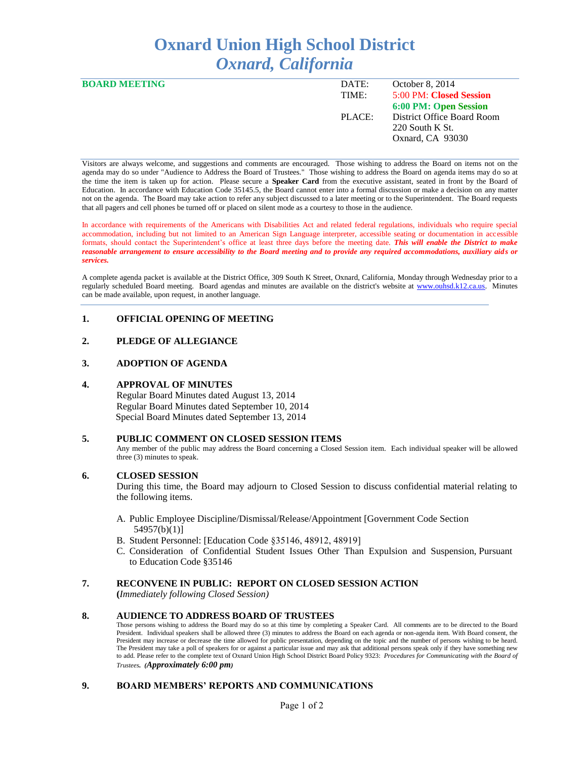# Oxnard Union High School District
## *Oxnard, California*

**BOARD MEETING**

| | |
|---|---|
| DATE: | October 8, 2014 |
| TIME: | 5:00 PM: **Closed Session** |
| | **6:00 PM: Open Session** |
| PLACE: | District Office Board Room |
| | 220 South K St. |
| | Oxnard, CA 93030 |

Visitors are always welcome, and suggestions and comments are encouraged. Those wishing to address the Board on items not on the agenda may do so under "Audience to Address the Board of Trustees." Those wishing to address the Board on agenda items may do so at the time the item is taken up for action. Please secure a **Speaker Card** from the executive assistant, seated in front by the Board of Education. In accordance with Education Code 35145.5, the Board cannot enter into a formal discussion or make a decision on any matter not on the agenda. The Board may take action to refer any subject discussed to a later meeting or to the Superintendent. The Board requests that all pagers and cell phones be turned off or placed on silent mode as a courtesy to those in the audience.

In accordance with requirements of the Americans with Disabilities Act and related federal regulations, individuals who require special accommodation, including but not limited to an American Sign Language interpreter, accessible seating or documentation in accessible formats, should contact the Superintendent's office at least three days before the meeting date. ***This will enable the District to make reasonable arrangement to ensure accessibility to the Board meeting and to provide any required accommodations, auxiliary aids or services.***

A complete agenda packet is available at the District Office, 309 South K Street, Oxnard, California, Monday through Wednesday prior to a regularly scheduled Board meeting. Board agendas and minutes are available on the district's website at www.ouhsd.k12.ca.us. Minutes can be made available, upon request, in another language.

### 1. OFFICIAL OPENING OF MEETING

### 2. PLEDGE OF ALLEGIANCE

### 3. ADOPTION OF AGENDA

### 4. APPROVAL OF MINUTES

Regular Board Minutes dated August 13, 2014
Regular Board Minutes dated September 10, 2014
Special Board Minutes dated September 13, 2014

### 5. PUBLIC COMMENT ON CLOSED SESSION ITEMS

Any member of the public may address the Board concerning a Closed Session item. Each individual speaker will be allowed three (3) minutes to speak.

### 6. CLOSED SESSION

During this time, the Board may adjourn to Closed Session to discuss confidential material relating to the following items.

A. Public Employee Discipline/Dismissal/Release/Appointment [Government Code Section 54957(b)(1)]
B. Student Personnel: [Education Code §35146, 48912, 48919]
C. Consideration of Confidential Student Issues Other Than Expulsion and Suspension, Pursuant to Education Code §35146

### 7. RECONVENE IN PUBLIC: REPORT ON CLOSED SESSION ACTION

**(***Immediately following Closed Session)*

### 8. AUDIENCE TO ADDRESS BOARD OF TRUSTEES

Those persons wishing to address the Board may do so at this time by completing a Speaker Card. All comments are to be directed to the Board President. Individual speakers shall be allowed three (3) minutes to address the Board on each agenda or non-agenda item. With Board consent, the President may increase or decrease the time allowed for public presentation, depending on the topic and the number of persons wishing to be heard. The President may take a poll of speakers for or against a particular issue and may ask that additional persons speak only if they have something new to add. Please refer to the complete text of Oxnard Union High School District Board Policy 9323: *Procedures for Communicating with the Board of Trustees.* ***(Approximately 6:00 pm)***

### 9. BOARD MEMBERS' REPORTS AND COMMUNICATIONS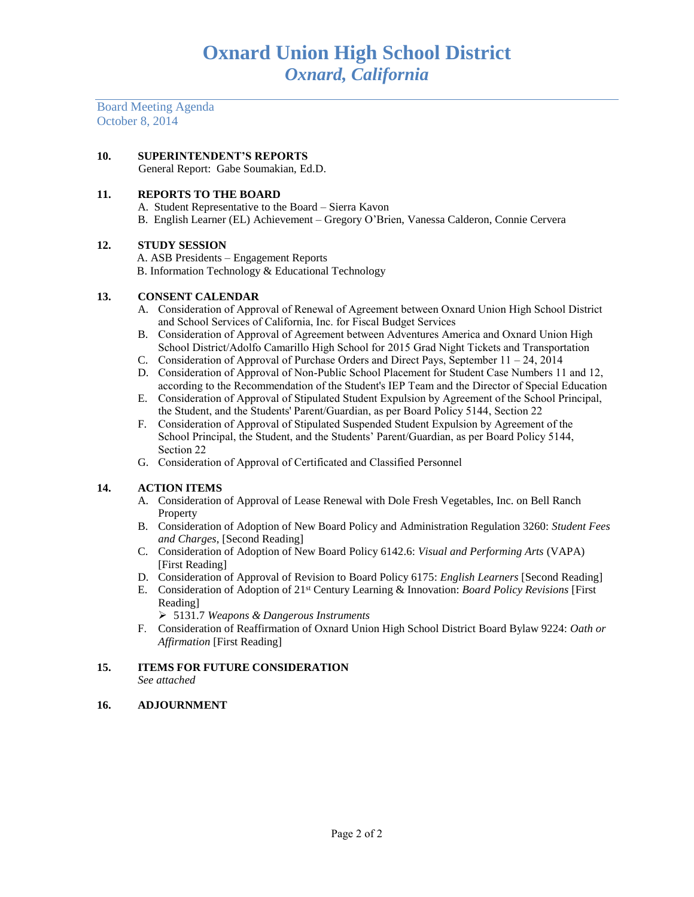# Oxnard Union High School District
## *Oxnard, California*

Board Meeting Agenda
October 8, 2014

**10. SUPERINTENDENT'S REPORTS**
General Report: Gabe Soumakian, Ed.D.

**11. REPORTS TO THE BOARD**
A. Student Representative to the Board – Sierra Kavon
B. English Learner (EL) Achievement – Gregory O'Brien, Vanessa Calderon, Connie Cervera

**12. STUDY SESSION**
A. ASB Presidents – Engagement Reports
B. Information Technology & Educational Technology

**13. CONSENT CALENDAR**
A. Consideration of Approval of Renewal of Agreement between Oxnard Union High School District and School Services of California, Inc. for Fiscal Budget Services
B. Consideration of Approval of Agreement between Adventures America and Oxnard Union High School District/Adolfo Camarillo High School for 2015 Grad Night Tickets and Transportation
C. Consideration of Approval of Purchase Orders and Direct Pays, September 11 – 24, 2014
D. Consideration of Approval of Non-Public School Placement for Student Case Numbers 11 and 12, according to the Recommendation of the Student's IEP Team and the Director of Special Education
E. Consideration of Approval of Stipulated Student Expulsion by Agreement of the School Principal, the Student, and the Students' Parent/Guardian, as per Board Policy 5144, Section 22
F. Consideration of Approval of Stipulated Suspended Student Expulsion by Agreement of the School Principal, the Student, and the Students' Parent/Guardian, as per Board Policy 5144, Section 22
G. Consideration of Approval of Certificated and Classified Personnel

**14. ACTION ITEMS**
A. Consideration of Approval of Lease Renewal with Dole Fresh Vegetables, Inc. on Bell Ranch Property
B. Consideration of Adoption of New Board Policy and Administration Regulation 3260: *Student Fees and Charges*, [Second Reading]
C. Consideration of Adoption of New Board Policy 6142.6: *Visual and Performing Arts* (VAPA) [First Reading]
D. Consideration of Approval of Revision to Board Policy 6175: *English Learners* [Second Reading]
E. Consideration of Adoption of 21st Century Learning & Innovation: *Board Policy Revisions* [First Reading]
   - 5131.7 *Weapons & Dangerous Instruments*

F. Consideration of Reaffirmation of Oxnard Union High School District Board Bylaw 9224: *Oath or Affirmation* [First Reading]

**15. ITEMS FOR FUTURE CONSIDERATION**
*See attached*

**16. ADJOURNMENT**